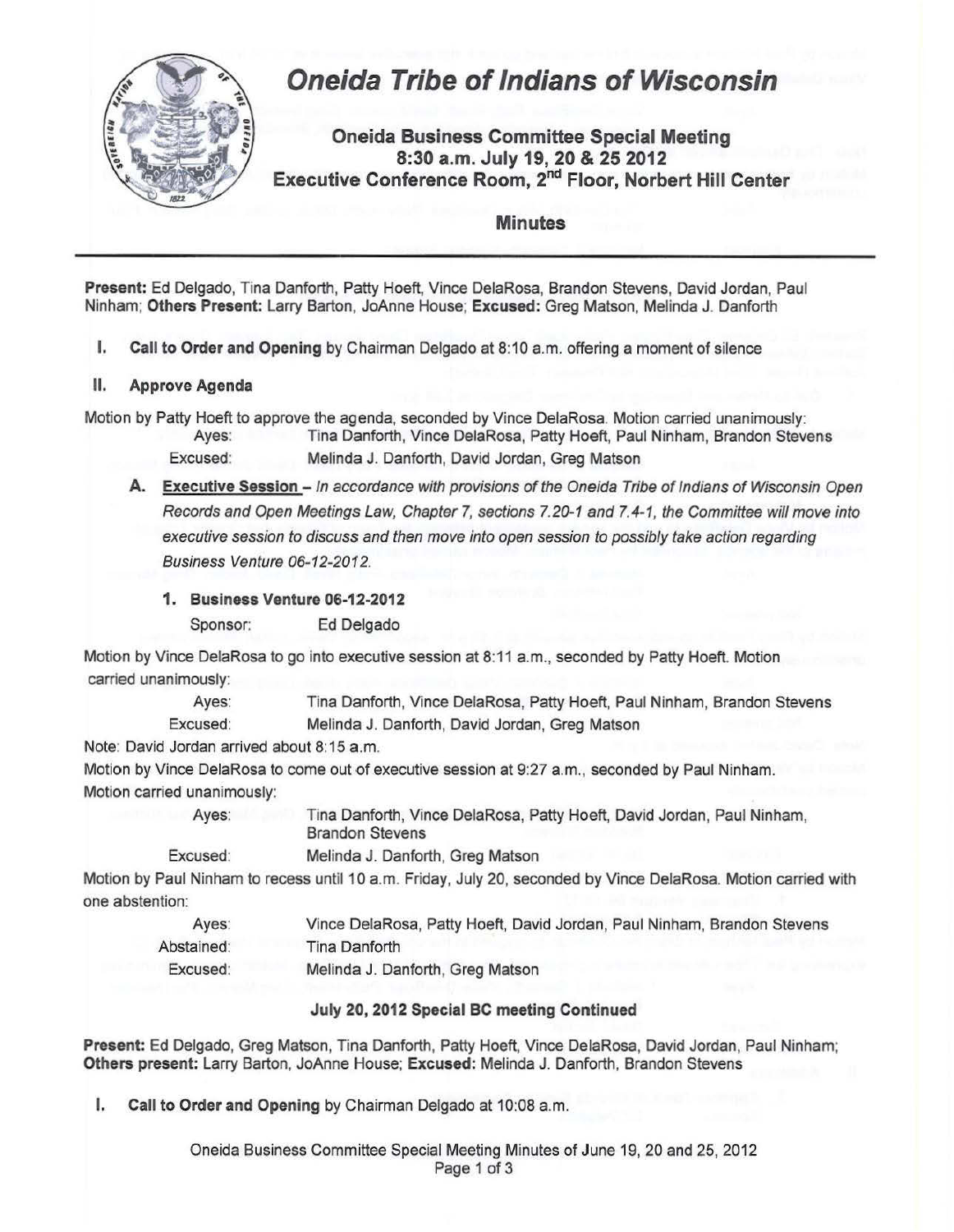# Oneida Tribe of Indians of Wisconsin

## Oneida Business Committee Special Meeting
## 8:30 a.m. July 19, 20 & 25 2012
## Executive Conference Room, 2nd Floor, Norbert Hill Center

### Minutes

**Present:** Ed Delgado, Tina Danforth, Patty Hoeft, Vince DelaRosa, Brandon Stevens, David Jordan, Paul Ninham; **Others Present:** Larry Barton, JoAnne House; **Excused:** Greg Matson, Melinda J. Danforth

**I. Call to Order and Opening** by Chairman Delgado at 8:10 a.m. offering a moment of silence

**II. Approve Agenda**

Motion by Patty Hoeft to approve the agenda, seconded by Vince DelaRosa. Motion carried unanimously:

Ayes: Tina Danforth, Vince DelaRosa, Patty Hoeft, Paul Ninham, Brandon Stevens
Excused: Melinda J. Danforth, David Jordan, Greg Matson

**A. Executive Session** – *In accordance with provisions of the Oneida Tribe of Indians of Wisconsin Open Records and Open Meetings Law, Chapter 7, sections 7.20-1 and 7.4-1, the Committee will move into executive session to discuss and then move into open session to possibly take action regarding Business Venture 06-12-2012.*

**1. Business Venture 06-12-2012**
Sponsor: Ed Delgado

Motion by Vince DelaRosa to go into executive session at 8:11 a.m., seconded by Patty Hoeft. Motion carried unanimously:

Ayes: Tina Danforth, Vince DelaRosa, Patty Hoeft, Paul Ninham, Brandon Stevens
Excused: Melinda J. Danforth, David Jordan, Greg Matson

Note: David Jordan arrived about 8:15 a.m.

Motion by Vince DelaRosa to come out of executive session at 9:27 a.m., seconded by Paul Ninham. Motion carried unanimously:

Ayes: Tina Danforth, Vince DelaRosa, Patty Hoeft, David Jordan, Paul Ninham, Brandon Stevens
Excused: Melinda J. Danforth, Greg Matson

Motion by Paul Ninham to recess until 10 a.m. Friday, July 20, seconded by Vince DelaRosa. Motion carried with one abstention:

Ayes: Vince DelaRosa, Patty Hoeft, David Jordan, Paul Ninham, Brandon Stevens
Abstained: Tina Danforth
Excused: Melinda J. Danforth, Greg Matson

**July 20, 2012 Special BC meeting Continued**

**Present:** Ed Delgado, Greg Matson, Tina Danforth, Patty Hoeft, Vince DelaRosa, David Jordan, Paul Ninham; **Others present:** Larry Barton, JoAnne House; **Excused:** Melinda J. Danforth, Brandon Stevens

**I. Call to Order and Opening** by Chairman Delgado at 10:08 a.m.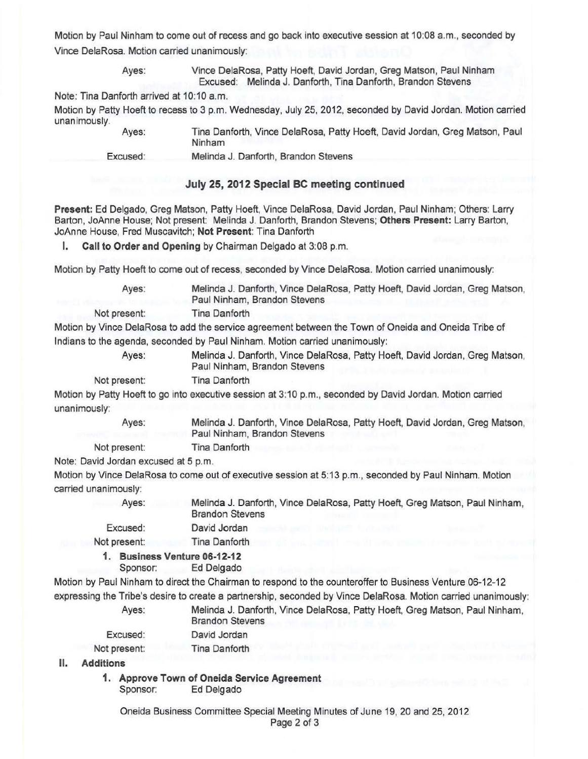Motion by Paul Ninham to come out of recess and go back into executive session at 10:08 a.m., seconded by Vince DelaRosa. Motion carried unanimously:

Ayes: Vince DelaRosa, Patty Hoeft, David Jordan, Greg Matson, Paul Ninham
Excused: Melinda J. Danforth, Tina Danforth, Brandon Stevens

Note: Tina Danforth arrived at 10:10 a.m.

Motion by Patty Hoeft to recess to 3 p.m. Wednesday, July 25, 2012, seconded by David Jordan. Motion carried unanimously.

Ayes: Tina Danforth, Vince DelaRosa, Patty Hoeft, David Jordan, Greg Matson, Paul Ninham
Excused: Melinda J. Danforth, Brandon Stevens

## July 25, 2012 Special BC meeting continued

**Present:** Ed Delgado, Greg Matson, Patty Hoeft, Vince DelaRosa, David Jordan, Paul Ninham; Others: Larry Barton, JoAnne House; Not present: Melinda J. Danforth, Brandon Stevens; **Others Present:** Larry Barton, JoAnne House, Fred Muscavitch; **Not Present**: Tina Danforth

**I. Call to Order and Opening** by Chairman Delgado at 3:08 p.m.

Motion by Patty Hoeft to come out of recess, seconded by Vince DelaRosa. Motion carried unanimously:

Ayes: Melinda J. Danforth, Vince DelaRosa, Patty Hoeft, David Jordan, Greg Matson, Paul Ninham, Brandon Stevens
Not present: Tina Danforth

Motion by Vince DelaRosa to add the service agreement between the Town of Oneida and Oneida Tribe of Indians to the agenda, seconded by Paul Ninham. Motion carried unanimously:

Ayes: Melinda J. Danforth, Vince DelaRosa, Patty Hoeft, David Jordan, Greg Matson, Paul Ninham, Brandon Stevens
Not present: Tina Danforth

Motion by Patty Hoeft to go into executive session at 3:10 p.m., seconded by David Jordan. Motion carried unanimously:

Ayes: Melinda J. Danforth, Vince DelaRosa, Patty Hoeft, David Jordan, Greg Matson, Paul Ninham, Brandon Stevens
Not present: Tina Danforth

Note: David Jordan excused at 5 p.m.

Motion by Vince DelaRosa to come out of executive session at 5:13 p.m., seconded by Paul Ninham. Motion carried unanimously:

Ayes: Melinda J. Danforth, Vince DelaRosa, Patty Hoeft, Greg Matson, Paul Ninham, Brandon Stevens
Excused: David Jordan
Not present: Tina Danforth

**1. Business Venture 06-12-12**
Sponsor: Ed Delgado

Motion by Paul Ninham to direct the Chairman to respond to the counteroffer to Business Venture 06-12-12 expressing the Tribe's desire to create a partnership, seconded by Vince DelaRosa. Motion carried unanimously:

Ayes: Melinda J. Danforth, Vince DelaRosa, Patty Hoeft, Greg Matson, Paul Ninham, Brandon Stevens
Excused: David Jordan
Not present: Tina Danforth

**II. Additions**

**1. Approve Town of Oneida Service Agreement**
Sponsor: Ed Delgado

Oneida Business Committee Special Meeting Minutes of June 19, 20 and 25, 2012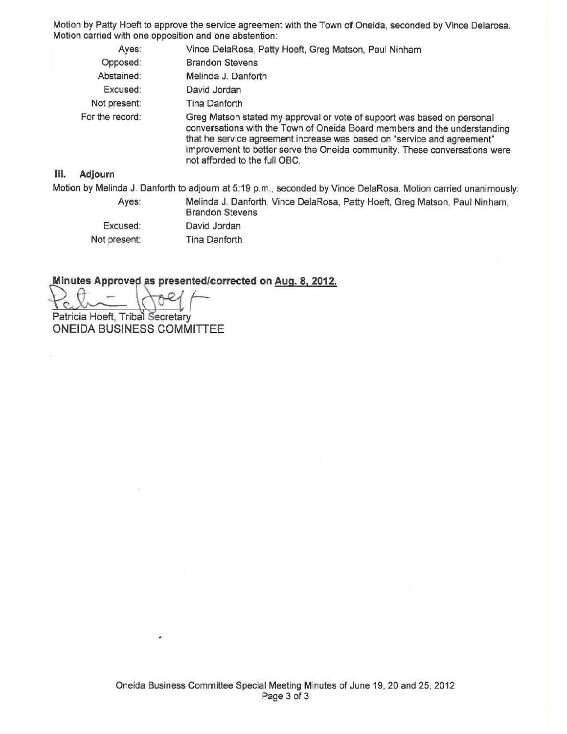Motion by Patty Hoeft to approve the service agreement with the Town of Oneida, seconded by Vince Delarosa. Motion carried with one opposition and one abstention:

| | |
|---|---|
| Ayes: | Vince DelaRosa, Patty Hoeft, Greg Matson, Paul Ninham |
| Opposed: | Brandon Stevens |
| Abstained: | Melinda J. Danforth |
| Excused: | David Jordan |
| Not present: | Tina Danforth |
| For the record: | Greg Matson stated my approval or vote of support was based on personal conversations with the Town of Oneida Board members and the understanding that he service agreement increase was based on "service and agreement" improvement to better serve the Oneida community. These conversations were not afforded to the full OBC. |

## III. Adjourn

Motion by Melinda J. Danforth to adjourn at 5:19 p.m., seconded by Vince DelaRosa. Motion carried unanimously:

| | |
|---|---|
| Ayes: | Melinda J. Danforth, Vince DelaRosa, Patty Hoeft, Greg Matson, Paul Ninham, Brandon Stevens |
| Excused: | David Jordan |
| Not present: | Tina Danforth |

**Minutes Approved as presented/corrected on Aug. 8, 2012.**

Patricia Hoeft, Tribal Secretary
ONEIDA BUSINESS COMMITTEE

Oneida Business Committee Special Meeting Minutes of June 19, 20 and 25, 2012